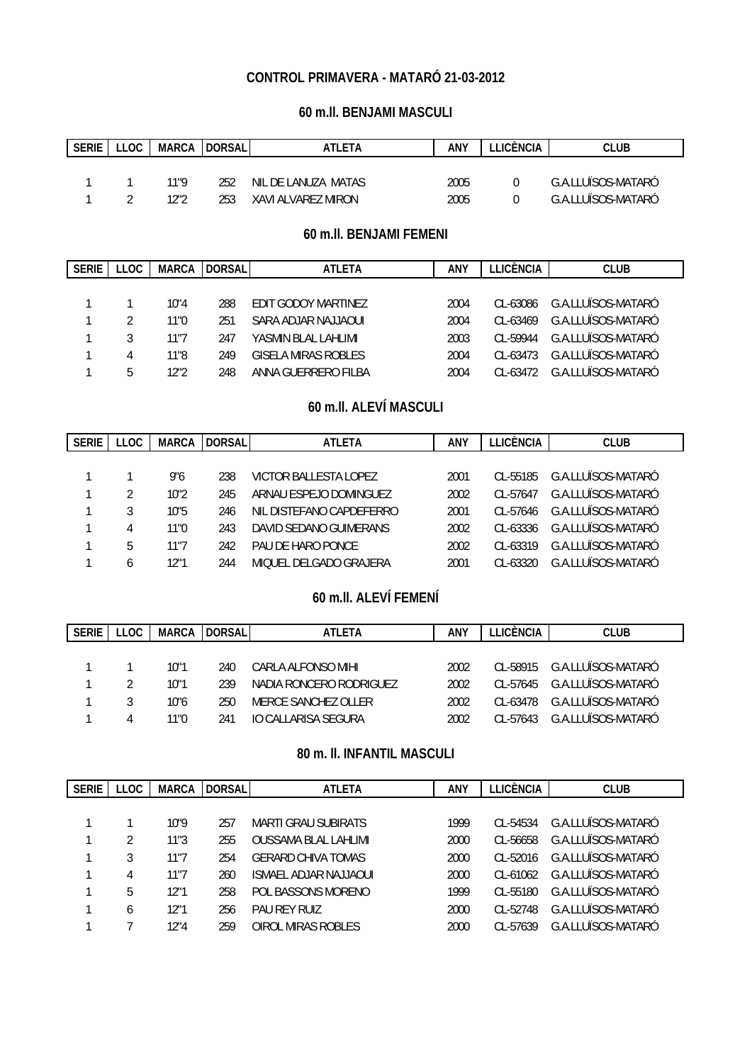# CONTROL PRIMAVERA - MATARÓ 21-03-2012

## 60 m.ll. BENJAMI MASCULI

| SERIE | LLOC | MARCA | DORSAL | ATLETA | ANY | LLICÈNCIA | CLUB |
|---|---|---|---|---|---|---|---|
| 1 | 1 | 11"9 | 252 | NIL DE LANUZA MATAS | 2005 | 0 | G.A.LLUÏSOS-MATARÓ |
| 1 | 2 | 12"2 | 253 | XAVI ALVAREZ MIRON | 2005 | 0 | G.A.LLUÏSOS-MATARÓ |

## 60 m.ll. BENJAMI FEMENI

| SERIE | LLOC | MARCA | DORSAL | ATLETA | ANY | LLICÈNCIA | CLUB |
|---|---|---|---|---|---|---|---|
| 1 | 1 | 10"4 | 288 | EDIT GODOY MARTINEZ | 2004 | CL-63086 | G.A.LLUÏSOS-MATARÓ |
| 1 | 2 | 11"0 | 251 | SARA ADJAR NAJJAOUI | 2004 | CL-63469 | G.A.LLUÏSOS-MATARÓ |
| 1 | 3 | 11"7 | 247 | YASMIN BLAL LAHLIMI | 2003 | CL-59944 | G.A.LLUÏSOS-MATARÓ |
| 1 | 4 | 11"8 | 249 | GISELA MIRAS ROBLES | 2004 | CL-63473 | G.A.LLUÏSOS-MATARÓ |
| 1 | 5 | 12"2 | 248 | ANNA GUERRERO FILBA | 2004 | CL-63472 | G.A.LLUÏSOS-MATARÓ |

## 60 m.ll. ALEVÍ MASCULI

| SERIE | LLOC | MARCA | DORSAL | ATLETA | ANY | LLICÈNCIA | CLUB |
|---|---|---|---|---|---|---|---|
| 1 | 1 | 9"6 | 238 | VICTOR BALLESTA LOPEZ | 2001 | CL-55185 | G.A.LLUÏSOS-MATARÓ |
| 1 | 2 | 10"2 | 245 | ARNAU ESPEJO DOMINGUEZ | 2002 | CL-57647 | G.A.LLUÏSOS-MATARÓ |
| 1 | 3 | 10"5 | 246 | NIL DISTEFANO CAPDEFERRO | 2001 | CL-57646 | G.A.LLUÏSOS-MATARÓ |
| 1 | 4 | 11"0 | 243 | DAVID SEDANO GUIMERANS | 2002 | CL-63336 | G.A.LLUÏSOS-MATARÓ |
| 1 | 5 | 11"7 | 242 | PAU DE HARO PONCE | 2002 | CL-63319 | G.A.LLUÏSOS-MATARÓ |
| 1 | 6 | 12"1 | 244 | MIQUEL DELGADO GRAJERA | 2001 | CL-63320 | G.A.LLUÏSOS-MATARÓ |

## 60 m.ll. ALEVÍ FEMENÍ

| SERIE | LLOC | MARCA | DORSAL | ATLETA | ANY | LLICÈNCIA | CLUB |
|---|---|---|---|---|---|---|---|
| 1 | 1 | 10"1 | 240 | CARLA ALFONSO MIHI | 2002 | CL-58915 | G.A.LLUÏSOS-MATARÓ |
| 1 | 2 | 10"1 | 239 | NADIA RONCERO RODRIGUEZ | 2002 | CL-57645 | G.A.LLUÏSOS-MATARÓ |
| 1 | 3 | 10"6 | 250 | MERCE SANCHEZ OLLER | 2002 | CL-63478 | G.A.LLUÏSOS-MATARÓ |
| 1 | 4 | 11"0 | 241 | IO CALLARISA SEGURA | 2002 | CL-57643 | G.A.LLUÏSOS-MATARÓ |

## 80 m. ll. INFANTIL MASCULI

| SERIE | LLOC | MARCA | DORSAL | ATLETA | ANY | LLICÈNCIA | CLUB |
|---|---|---|---|---|---|---|---|
| 1 | 1 | 10"9 | 257 | MARTI GRAU SUBIRATS | 1999 | CL-54534 | G.A.LLUÏSOS-MATARÓ |
| 1 | 2 | 11"3 | 255 | OUSSAMA BLAL LAHLIMI | 2000 | CL-56658 | G.A.LLUÏSOS-MATARÓ |
| 1 | 3 | 11"7 | 254 | GERARD CHIVA TOMAS | 2000 | CL-52016 | G.A.LLUÏSOS-MATARÓ |
| 1 | 4 | 11"7 | 260 | ISMAEL ADJAR NAJJAOUI | 2000 | CL-61062 | G.A.LLUÏSOS-MATARÓ |
| 1 | 5 | 12"1 | 258 | POL BASSONS MORENO | 1999 | CL-55180 | G.A.LLUÏSOS-MATARÓ |
| 1 | 6 | 12"1 | 256 | PAU REY RUIZ | 2000 | CL-52748 | G.A.LLUÏSOS-MATARÓ |
| 1 | 7 | 12"4 | 259 | OIROL MIRAS ROBLES | 2000 | CL-57639 | G.A.LLUÏSOS-MATARÓ |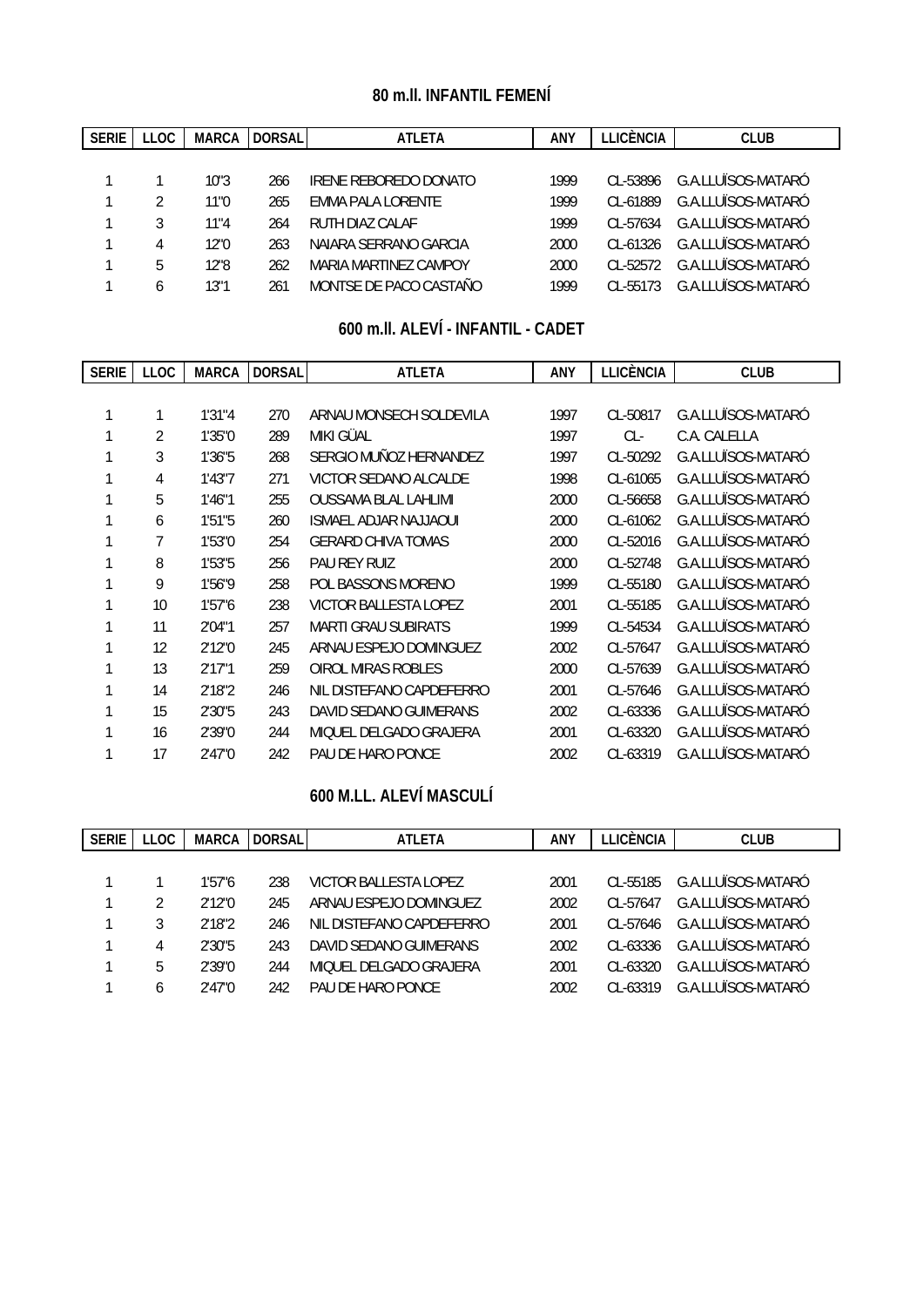## 80 m.ll. INFANTIL FEMENÍ

| SERIE | LLOC | MARCA | DORSAL | ATLETA | ANY | LLICÈNCIA | CLUB |
|---|---|---|---|---|---|---|---|
| 1 | 1 | 10"3 | 266 | IRENE REBOREDO DONATO | 1999 | CL-53896 | G.A.LLUÏSOS-MATARÓ |
| 1 | 2 | 11"0 | 265 | EMMA PALA LORENTE | 1999 | CL-61889 | G.A.LLUÏSOS-MATARÓ |
| 1 | 3 | 11"4 | 264 | RUTH DIAZ CALAF | 1999 | CL-57634 | G.A.LLUÏSOS-MATARÓ |
| 1 | 4 | 12"0 | 263 | NAIARA SERRANO GARCIA | 2000 | CL-61326 | G.A.LLUÏSOS-MATARÓ |
| 1 | 5 | 12"8 | 262 | MARIA MARTINEZ CAMPOY | 2000 | CL-52572 | G.A.LLUÏSOS-MATARÓ |
| 1 | 6 | 13"1 | 261 | MONTSE DE PACO CASTAÑO | 1999 | CL-55173 | G.A.LLUÏSOS-MATARÓ |

## 600 m.ll. ALEVÍ - INFANTIL - CADET

| SERIE | LLOC | MARCA | DORSAL | ATLETA | ANY | LLICÈNCIA | CLUB |
|---|---|---|---|---|---|---|---|
| 1 | 1 | 1'31"4 | 270 | ARNAU MONSECH SOLDEVILA | 1997 | CL-50817 | G.A.LLUÏSOS-MATARÓ |
| 1 | 2 | 1'35"0 | 289 | MIKI GÜAL | 1997 | CL- | C.A. CALELLA |
| 1 | 3 | 1'36"5 | 268 | SERGIO MUÑOZ HERNANDEZ | 1997 | CL-50292 | G.A.LLUÏSOS-MATARÓ |
| 1 | 4 | 1'43"7 | 271 | VICTOR SEDANO ALCALDE | 1998 | CL-61065 | G.A.LLUÏSOS-MATARÓ |
| 1 | 5 | 1'46"1 | 255 | OUSSAMA BLAL LAHLIMI | 2000 | CL-56658 | G.A.LLUÏSOS-MATARÓ |
| 1 | 6 | 1'51"5 | 260 | ISMAEL ADJAR NAJJAOUI | 2000 | CL-61062 | G.A.LLUÏSOS-MATARÓ |
| 1 | 7 | 1'53"0 | 254 | GERARD CHIVA TOMAS | 2000 | CL-52016 | G.A.LLUÏSOS-MATARÓ |
| 1 | 8 | 1'53"5 | 256 | PAU REY RUIZ | 2000 | CL-52748 | G.A.LLUÏSOS-MATARÓ |
| 1 | 9 | 1'56"9 | 258 | POL BASSONS MORENO | 1999 | CL-55180 | G.A.LLUÏSOS-MATARÓ |
| 1 | 10 | 1'57"6 | 238 | VICTOR BALLESTA LOPEZ | 2001 | CL-55185 | G.A.LLUÏSOS-MATARÓ |
| 1 | 11 | 2'04"1 | 257 | MARTI GRAU SUBIRATS | 1999 | CL-54534 | G.A.LLUÏSOS-MATARÓ |
| 1 | 12 | 2'12"0 | 245 | ARNAU ESPEJO DOMINGUEZ | 2002 | CL-57647 | G.A.LLUÏSOS-MATARÓ |
| 1 | 13 | 2'17"1 | 259 | OIROL MIRAS ROBLES | 2000 | CL-57639 | G.A.LLUÏSOS-MATARÓ |
| 1 | 14 | 2'18"2 | 246 | NIL DISTEFANO CAPDEFERRO | 2001 | CL-57646 | G.A.LLUÏSOS-MATARÓ |
| 1 | 15 | 2'30"5 | 243 | DAVID SEDANO GUIMERANS | 2002 | CL-63336 | G.A.LLUÏSOS-MATARÓ |
| 1 | 16 | 2'39"0 | 244 | MIQUEL DELGADO GRAJERA | 2001 | CL-63320 | G.A.LLUÏSOS-MATARÓ |
| 1 | 17 | 2'47"0 | 242 | PAU DE HARO PONCE | 2002 | CL-63319 | G.A.LLUÏSOS-MATARÓ |

## 600 M.LL. ALEVÍ MASCULÍ

| SERIE | LLOC | MARCA | DORSAL | ATLETA | ANY | LLICÈNCIA | CLUB |
|---|---|---|---|---|---|---|---|
| 1 | 1 | 1'57"6 | 238 | VICTOR BALLESTA LOPEZ | 2001 | CL-55185 | G.A.LLUÏSOS-MATARÓ |
| 1 | 2 | 2'12"0 | 245 | ARNAU ESPEJO DOMINGUEZ | 2002 | CL-57647 | G.A.LLUÏSOS-MATARÓ |
| 1 | 3 | 2'18"2 | 246 | NIL DISTEFANO CAPDEFERRO | 2001 | CL-57646 | G.A.LLUÏSOS-MATARÓ |
| 1 | 4 | 2'30"5 | 243 | DAVID SEDANO GUIMERANS | 2002 | CL-63336 | G.A.LLUÏSOS-MATARÓ |
| 1 | 5 | 2'39"0 | 244 | MIQUEL DELGADO GRAJERA | 2001 | CL-63320 | G.A.LLUÏSOS-MATARÓ |
| 1 | 6 | 2'47"0 | 242 | PAU DE HARO PONCE | 2002 | CL-63319 | G.A.LLUÏSOS-MATARÓ |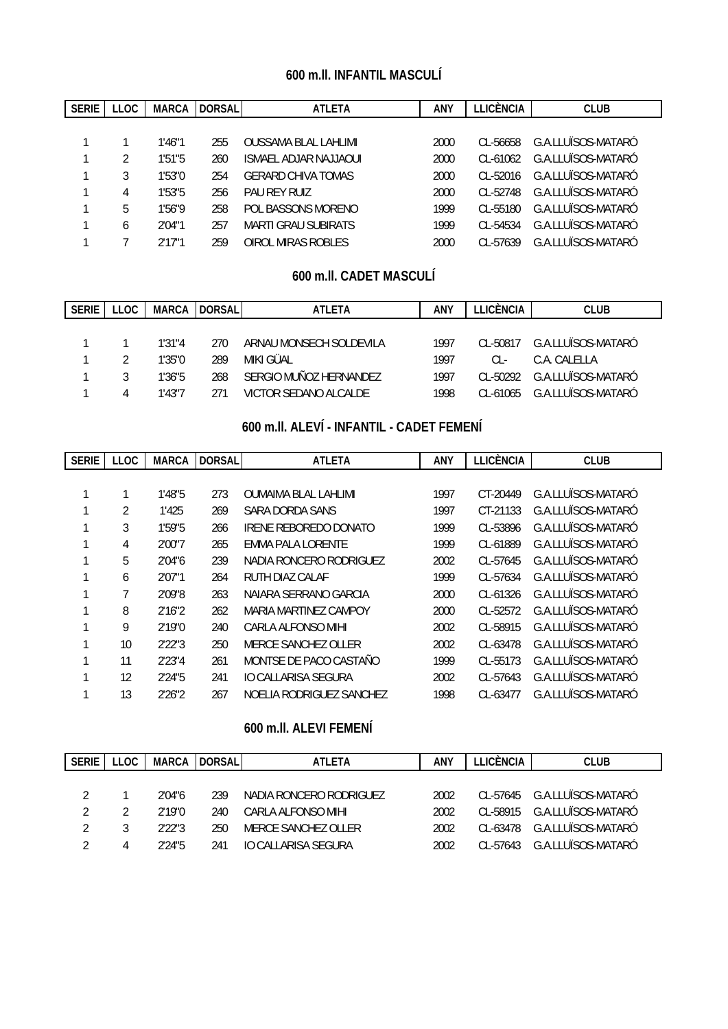### 600 m.ll. INFANTIL MASCULÍ

| SERIE | LLOC | MARCA | DORSAL | ATLETA | ANY | LLICÈNCIA | CLUB |
|---|---|---|---|---|---|---|---|
| 1 | 1 | 1'46"1 | 255 | OUSSAMA BLAL LAHLIMI | 2000 | CL-56658 | G.A.LLUÏSOS-MATARÓ |
| 1 | 2 | 1'51"5 | 260 | ISMAEL ADJAR NAJJAOUI | 2000 | CL-61062 | G.A.LLUÏSOS-MATARÓ |
| 1 | 3 | 1'53"0 | 254 | GERARD CHIVA TOMAS | 2000 | CL-52016 | G.A.LLUÏSOS-MATARÓ |
| 1 | 4 | 1'53"5 | 256 | PAU REY RUIZ | 2000 | CL-52748 | G.A.LLUÏSOS-MATARÓ |
| 1 | 5 | 1'56"9 | 258 | POL BASSONS MORENO | 1999 | CL-55180 | G.A.LLUÏSOS-MATARÓ |
| 1 | 6 | 2'04"1 | 257 | MARTI GRAU SUBIRATS | 1999 | CL-54534 | G.A.LLUÏSOS-MATARÓ |
| 1 | 7 | 2'17"1 | 259 | OIROL MIRAS ROBLES | 2000 | CL-57639 | G.A.LLUÏSOS-MATARÓ |

### 600 m.ll. CADET MASCULÍ

| SERIE | LLOC | MARCA | DORSAL | ATLETA | ANY | LLICÈNCIA | CLUB |
|---|---|---|---|---|---|---|---|
| 1 | 1 | 1'31"4 | 270 | ARNAU MONSECH SOLDEVILA | 1997 | CL-50817 | G.A.LLUÏSOS-MATARÓ |
| 1 | 2 | 1'35"0 | 289 | MIKI GÜAL | 1997 | CL- | C.A. CALELLA |
| 1 | 3 | 1'36"5 | 268 | SERGIO MUÑOZ HERNANDEZ | 1997 | CL-50292 | G.A.LLUÏSOS-MATARÓ |
| 1 | 4 | 1'43"7 | 271 | VICTOR SEDANO ALCALDE | 1998 | CL-61065 | G.A.LLUÏSOS-MATARÓ |

### 600 m.ll. ALEVÍ - INFANTIL - CADET FEMENÍ

| SERIE | LLOC | MARCA | DORSAL | ATLETA | ANY | LLICÈNCIA | CLUB |
|---|---|---|---|---|---|---|---|
| 1 | 1 | 1'48"5 | 273 | OUMAIMA BLAL LAHLIMI | 1997 | CT-20449 | G.A.LLUÏSOS-MATARÓ |
| 1 | 2 | 1'425 | 269 | SARA DORDA SANS | 1997 | CT-21133 | G.A.LLUÏSOS-MATARÓ |
| 1 | 3 | 1'59"5 | 266 | IRENE REBOREDO DONATO | 1999 | CL-53896 | G.A.LLUÏSOS-MATARÓ |
| 1 | 4 | 2'00"7 | 265 | EMMA PALA LORENTE | 1999 | CL-61889 | G.A.LLUÏSOS-MATARÓ |
| 1 | 5 | 2'04"6 | 239 | NADIA RONCERO RODRIGUEZ | 2002 | CL-57645 | G.A.LLUÏSOS-MATARÓ |
| 1 | 6 | 2'07"1 | 264 | RUTH DIAZ CALAF | 1999 | CL-57634 | G.A.LLUÏSOS-MATARÓ |
| 1 | 7 | 2'09"8 | 263 | NAIARA SERRANO GARCIA | 2000 | CL-61326 | G.A.LLUÏSOS-MATARÓ |
| 1 | 8 | 2'16"2 | 262 | MARIA MARTINEZ CAMPOY | 2000 | CL-52572 | G.A.LLUÏSOS-MATARÓ |
| 1 | 9 | 2'19"0 | 240 | CARLA ALFONSO MIHI | 2002 | CL-58915 | G.A.LLUÏSOS-MATARÓ |
| 1 | 10 | 2'22"3 | 250 | MERCE SANCHEZ OLLER | 2002 | CL-63478 | G.A.LLUÏSOS-MATARÓ |
| 1 | 11 | 2'23"4 | 261 | MONTSE DE PACO CASTAÑO | 1999 | CL-55173 | G.A.LLUÏSOS-MATARÓ |
| 1 | 12 | 2'24"5 | 241 | IO CALLARISA SEGURA | 2002 | CL-57643 | G.A.LLUÏSOS-MATARÓ |
| 1 | 13 | 2'26"2 | 267 | NOELIA RODRIGUEZ SANCHEZ | 1998 | CL-63477 | G.A.LLUÏSOS-MATARÓ |

### 600 m.ll. ALEVI FEMENÍ

| SERIE | LLOC | MARCA | DORSAL | ATLETA | ANY | LLICÈNCIA | CLUB |
|---|---|---|---|---|---|---|---|
| 2 | 1 | 2'04"6 | 239 | NADIA RONCERO RODRIGUEZ | 2002 | CL-57645 | G.A.LLUÏSOS-MATARÓ |
| 2 | 2 | 2'19"0 | 240 | CARLA ALFONSO MIHI | 2002 | CL-58915 | G.A.LLUÏSOS-MATARÓ |
| 2 | 3 | 2'22"3 | 250 | MERCE SANCHEZ OLLER | 2002 | CL-63478 | G.A.LLUÏSOS-MATARÓ |
| 2 | 4 | 2'24"5 | 241 | IO CALLARISA SEGURA | 2002 | CL-57643 | G.A.LLUÏSOS-MATARÓ |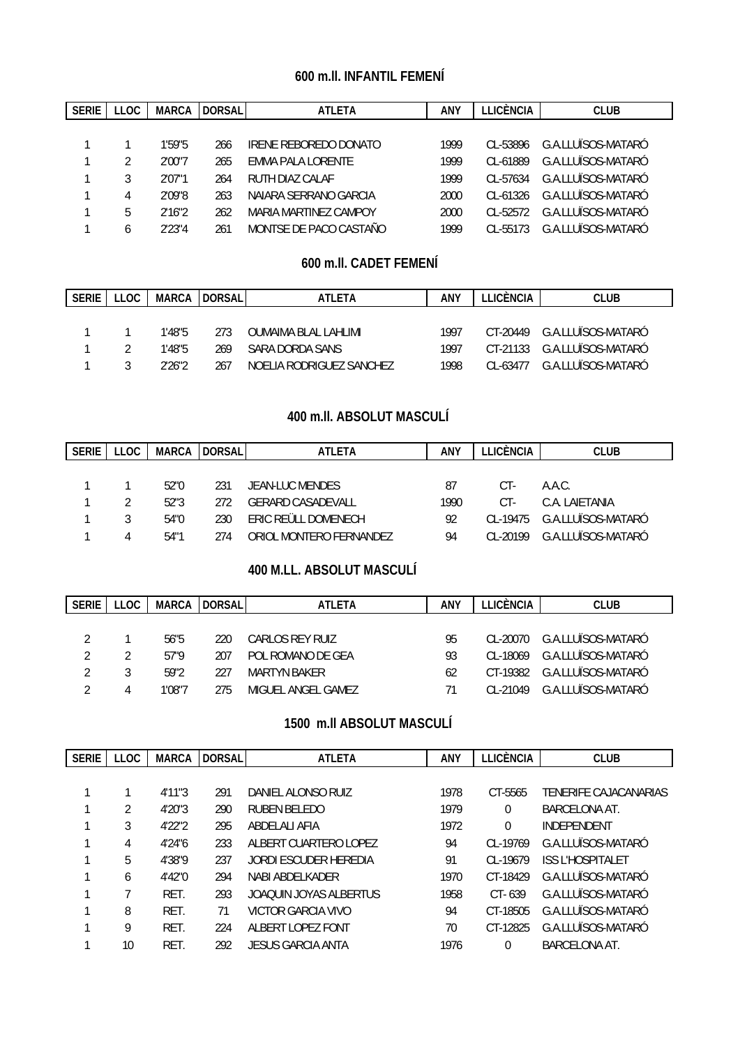### 600 m.ll. INFANTIL FEMENÍ

| SERIE | LLOC | MARCA | DORSAL | ATLETA | ANY | LLICÈNCIA | CLUB |
|---|---|---|---|---|---|---|---|
| 1 | 1 | 1'59"5 | 266 | IRENE REBOREDO DONATO | 1999 | CL-53896 | G.A.LLUÏSOS-MATARÓ |
| 1 | 2 | 2'00"7 | 265 | EMMA PALA LORENTE | 1999 | CL-61889 | G.A.LLUÏSOS-MATARÓ |
| 1 | 3 | 2'07"1 | 264 | RUTH DIAZ CALAF | 1999 | CL-57634 | G.A.LLUÏSOS-MATARÓ |
| 1 | 4 | 2'09"8 | 263 | NAIARA SERRANO GARCIA | 2000 | CL-61326 | G.A.LLUÏSOS-MATARÓ |
| 1 | 5 | 2'16"2 | 262 | MARIA MARTINEZ CAMPOY | 2000 | CL-52572 | G.A.LLUÏSOS-MATARÓ |
| 1 | 6 | 2'23"4 | 261 | MONTSE DE PACO CASTAÑO | 1999 | CL-55173 | G.A.LLUÏSOS-MATARÓ |

### 600 m.ll. CADET FEMENÍ

| SERIE | LLOC | MARCA | DORSAL | ATLETA | ANY | LLICÈNCIA | CLUB |
|---|---|---|---|---|---|---|---|
| 1 | 1 | 1'48"5 | 273 | OUMAIMA BLAL LAHLIMI | 1997 | CT-20449 | G.A.LLUÏSOS-MATARÓ |
| 1 | 2 | 1'48"5 | 269 | SARA DORDA SANS | 1997 | CT-21133 | G.A.LLUÏSOS-MATARÓ |
| 1 | 3 | 2'26"2 | 267 | NOELIA RODRIGUEZ SANCHEZ | 1998 | CL-63477 | G.A.LLUÏSOS-MATARÓ |

### 400 m.ll. ABSOLUT MASCULÍ

| SERIE | LLOC | MARCA | DORSAL | ATLETA | ANY | LLICÈNCIA | CLUB |
|---|---|---|---|---|---|---|---|
| 1 | 1 | 52"0 | 231 | JEAN-LUC MENDES | 87 | CT- | A.A.C. |
| 1 | 2 | 52"3 | 272 | GERARD CASADEVALL | 1990 | CT- | C.A. LAIETANIA |
| 1 | 3 | 54"0 | 230 | ERIC REÜLL DOMENECH | 92 | CL-19475 | G.A.LLUÏSOS-MATARÓ |
| 1 | 4 | 54"1 | 274 | ORIOL MONTERO FERNANDEZ | 94 | CL-20199 | G.A.LLUÏSOS-MATARÓ |

### 400 M.LL. ABSOLUT MASCULÍ

| SERIE | LLOC | MARCA | DORSAL | ATLETA | ANY | LLICÈNCIA | CLUB |
|---|---|---|---|---|---|---|---|
| 2 | 1 | 56"5 | 220 | CARLOS REY RUIZ | 95 | CL-20070 | G.A.LLUÏSOS-MATARÓ |
| 2 | 2 | 57"9 | 207 | POL ROMANO DE GEA | 93 | CL-18069 | G.A.LLUÏSOS-MATARÓ |
| 2 | 3 | 59"2 | 227 | MARTYN BAKER | 62 | CT-19382 | G.A.LLUÏSOS-MATARÓ |
| 2 | 4 | 1'08"7 | 275 | MIGUEL ANGEL GAMEZ | 71 | CL-21049 | G.A.LLUÏSOS-MATARÓ |

### 1500 m.ll ABSOLUT MASCULÍ

| SERIE | LLOC | MARCA | DORSAL | ATLETA | ANY | LLICÈNCIA | CLUB |
|---|---|---|---|---|---|---|---|
| 1 | 1 | 4'11"3 | 291 | DANIEL ALONSO RUIZ | 1978 | CT-5565 | TENERIFE CAJACANARIAS |
| 1 | 2 | 4'20"3 | 290 | RUBEN BELEDO | 1979 | 0 | BARCELONA AT. |
| 1 | 3 | 4'22"2 | 295 | ABDELALI AFIA | 1972 | 0 | INDEPENDENT |
| 1 | 4 | 4'24"6 | 233 | ALBERT CUARTERO LOPEZ | 94 | CL-19769 | G.A.LLUÏSOS-MATARÓ |
| 1 | 5 | 4'38"9 | 237 | JORDI ESCUDER HEREDIA | 91 | CL-19679 | ISS L'HOSPITALET |
| 1 | 6 | 4'42"0 | 294 | NABI ABDELKADER | 1970 | CT-18429 | G.A.LLUÏSOS-MATARÓ |
| 1 | 7 | RET. | 293 | JOAQUIN JOYAS ALBERTUS | 1958 | CT- 639 | G.A.LLUÏSOS-MATARÓ |
| 1 | 8 | RET. | 71 | VICTOR GARCIA VIVO | 94 | CT-18505 | G.A.LLUÏSOS-MATARÓ |
| 1 | 9 | RET. | 224 | ALBERT LOPEZ FONT | 70 | CT-12825 | G.A.LLUÏSOS-MATARÓ |
| 1 | 10 | RET. | 292 | JESUS GARCIA ANTA | 1976 | 0 | BARCELONA AT. |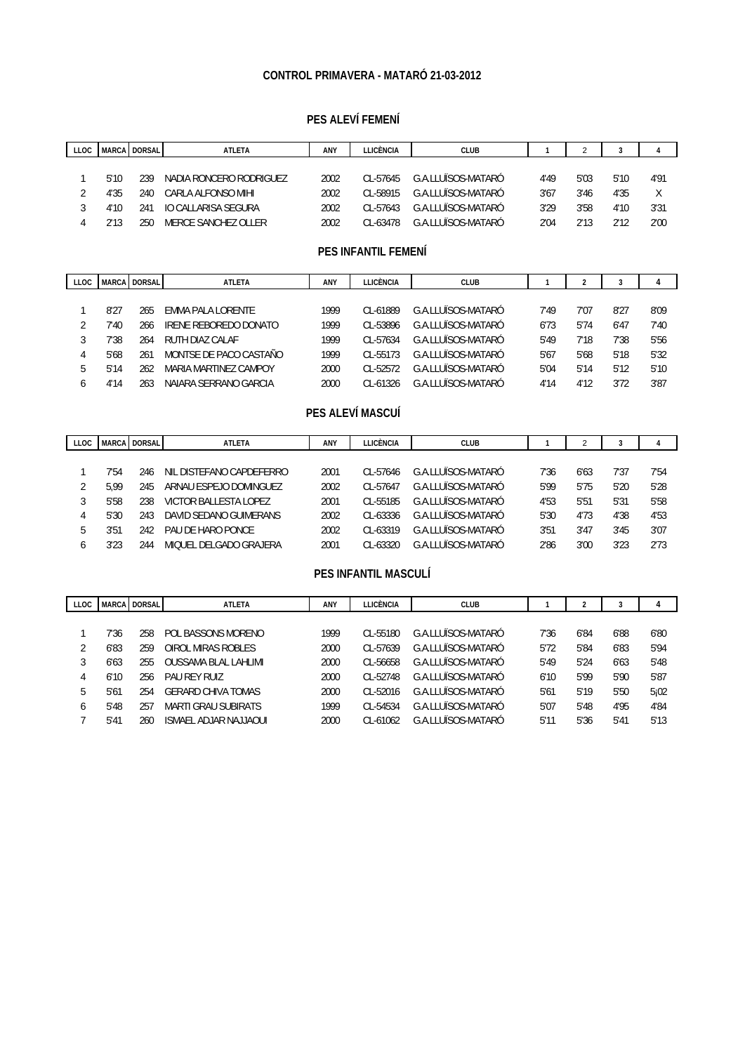# CONTROL PRIMAVERA - MATARÓ 21-03-2012

## PES ALEVÍ FEMENÍ

| LLOC | MARCA | DORSAL | ATLETA | ANY | LLICÈNCIA | CLUB | 1 | 2 | 3 | 4 |
|---|---|---|---|---|---|---|---|---|---|---|
| 1 | 5'10 | 239 | NADIA RONCERO RODRIGUEZ | 2002 | CL-57645 | G.A.LLUÏSOS-MATARÓ | 4'49 | 5'03 | 5'10 | 4'91 |
| 2 | 4'35 | 240 | CARLA ALFONSO MIHI | 2002 | CL-58915 | G.A.LLUÏSOS-MATARÓ | 3'67 | 3'46 | 4'35 | X |
| 3 | 4'10 | 241 | IO CALLARISA SEGURA | 2002 | CL-57643 | G.A.LLUÏSOS-MATARÓ | 3'29 | 3'58 | 4'10 | 3'31 |
| 4 | 2'13 | 250 | MERCE SANCHEZ OLLER | 2002 | CL-63478 | G.A.LLUÏSOS-MATARÓ | 2'04 | 2'13 | 2'12 | 2'00 |

## PES INFANTIL FEMENÍ

| LLOC | MARCA | DORSAL | ATLETA | ANY | LLICÈNCIA | CLUB | 1 | 2 | 3 | 4 |
|---|---|---|---|---|---|---|---|---|---|---|
| 1 | 8'27 | 265 | EMMA PALA LORENTE | 1999 | CL-61889 | G.A.LLUÏSOS-MATARÓ | 7'49 | 7'07 | 8'27 | 8'09 |
| 2 | 7'40 | 266 | IRENE REBOREDO DONATO | 1999 | CL-53896 | G.A.LLUÏSOS-MATARÓ | 6'73 | 5'74 | 6'47 | 7'40 |
| 3 | 7'38 | 264 | RUTH DIAZ CALAF | 1999 | CL-57634 | G.A.LLUÏSOS-MATARÓ | 5'49 | 7'18 | 7'38 | 5'56 |
| 4 | 5'68 | 261 | MONTSE DE PACO CASTAÑO | 1999 | CL-55173 | G.A.LLUÏSOS-MATARÓ | 5'67 | 5'68 | 5'18 | 5'32 |
| 5 | 5'14 | 262 | MARIA MARTINEZ CAMPOY | 2000 | CL-52572 | G.A.LLUÏSOS-MATARÓ | 5'04 | 5'14 | 5'12 | 5'10 |
| 6 | 4'14 | 263 | NAIARA SERRANO GARCIA | 2000 | CL-61326 | G.A.LLUÏSOS-MATARÓ | 4'14 | 4'12 | 3'72 | 3'87 |

## PES ALEVÍ MASCUÍ

| LLOC | MARCA | DORSAL | ATLETA | ANY | LLICÈNCIA | CLUB | 1 | 2 | 3 | 4 |
|---|---|---|---|---|---|---|---|---|---|---|
| 1 | 7'54 | 246 | NIL DISTEFANO CAPDEFERRO | 2001 | CL-57646 | G.A.LLUÏSOS-MATARÓ | 7'36 | 6'63 | 7'37 | 7'54 |
| 2 | 5,99 | 245 | ARNAU ESPEJO DOMINGUEZ | 2002 | CL-57647 | G.A.LLUÏSOS-MATARÓ | 5'99 | 5'75 | 5'20 | 5'28 |
| 3 | 5'58 | 238 | VICTOR BALLESTA LOPEZ | 2001 | CL-55185 | G.A.LLUÏSOS-MATARÓ | 4'53 | 5'51 | 5'31 | 5'58 |
| 4 | 5'30 | 243 | DAVID SEDANO GUIMERANS | 2002 | CL-63336 | G.A.LLUÏSOS-MATARÓ | 5'30 | 4'73 | 4'38 | 4'53 |
| 5 | 3'51 | 242 | PAU DE HARO PONCE | 2002 | CL-63319 | G.A.LLUÏSOS-MATARÓ | 3'51 | 3'47 | 3'45 | 3'07 |
| 6 | 3'23 | 244 | MIQUEL DELGADO GRAJERA | 2001 | CL-63320 | G.A.LLUÏSOS-MATARÓ | 2'86 | 3'00 | 3'23 | 2'73 |

## PES INFANTIL MASCULÍ

| LLOC | MARCA | DORSAL | ATLETA | ANY | LLICÈNCIA | CLUB | 1 | 2 | 3 | 4 |
|---|---|---|---|---|---|---|---|---|---|---|
| 1 | 7'36 | 258 | POL BASSONS MORENO | 1999 | CL-55180 | G.A.LLUÏSOS-MATARÓ | 7'36 | 6'84 | 6'88 | 6'80 |
| 2 | 6'83 | 259 | OIROL MIRAS ROBLES | 2000 | CL-57639 | G.A.LLUÏSOS-MATARÓ | 5'72 | 5'84 | 6'83 | 5'94 |
| 3 | 6'63 | 255 | OUSSAMA BLAL LAHLIMI | 2000 | CL-56658 | G.A.LLUÏSOS-MATARÓ | 5'49 | 5'24 | 6'63 | 5'48 |
| 4 | 6'10 | 256 | PAU REY RUIZ | 2000 | CL-52748 | G.A.LLUÏSOS-MATARÓ | 6'10 | 5'99 | 5'90 | 5'87 |
| 5 | 5'61 | 254 | GERARD CHIVA TOMAS | 2000 | CL-52016 | G.A.LLUÏSOS-MATARÓ | 5'61 | 5'19 | 5'50 | 5¡02 |
| 6 | 5'48 | 257 | MARTI GRAU SUBIRATS | 1999 | CL-54534 | G.A.LLUÏSOS-MATARÓ | 5'07 | 5'48 | 4'95 | 4'84 |
| 7 | 5'41 | 260 | ISMAEL ADJAR NAJJAOUI | 2000 | CL-61062 | G.A.LLUÏSOS-MATARÓ | 5'11 | 5'36 | 5'41 | 5'13 |